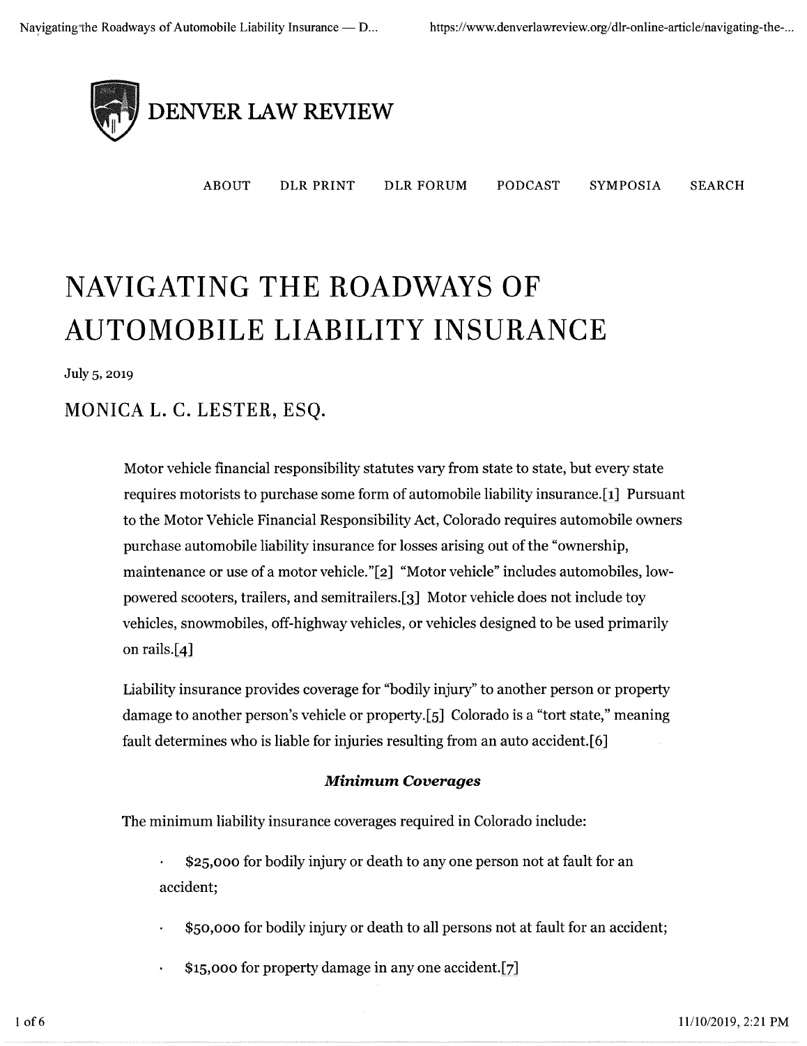# DENVER LAW REVIEW

ABOUT DLR PRINT DLR FORUM PODCAST SYMPOSIA SEARCH

# NAVIGATING THE ROADWAYS OF AUTOMOBILE LIABILITY INSURANCE

July 5, 2019

## MONICA L. C. LESTER, ESQ.

Motor vehicle financial responsibility statutes vary from state to state, but every state requires motorists to purchase some form of automobile liability insurance.[1] Pursuant to the Motor Vehicle Financial Responsibility Act, Colorado requires automobile owners purchase automobile liability insurance for losses arising out of the "ownership, maintenance or use of a motor vehicle."[2] "Motor vehicle" includes automobiles, low-powered scooters, trailers, and semitrailers.[3] Motor vehicle does not include toy vehicles, snowmobiles, off-highway vehicles, or vehicles designed to be used primarily on rails.[4]

Liability insurance provides coverage for "bodily injury" to another person or property damage to another person's vehicle or property.[5] Colorado is a "tort state," meaning fault determines who is liable for injuries resulting from an auto accident.[6]

### *Minimum Coverages*

The minimum liability insurance coverages required in Colorado include:

- $25,000 for bodily injury or death to any one person not at fault for an accident;
- $50,000 for bodily injury or death to all persons not at fault for an accident;
- $15,000 for property damage in any one accident.[7]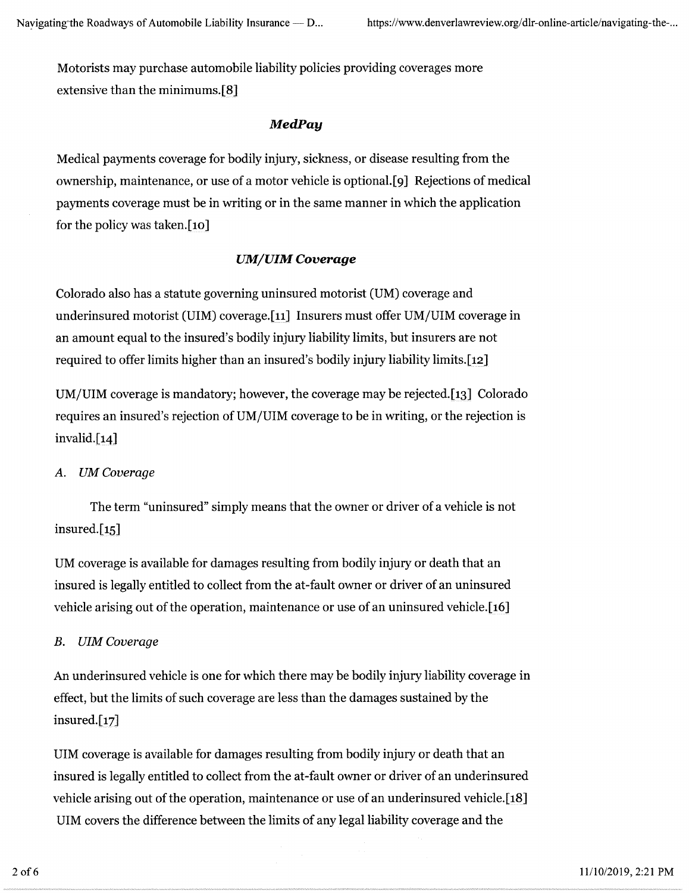Motorists may purchase automobile liability policies providing coverages more extensive than the minimums.[8]

### *MedPay*

Medical payments coverage for bodily injury, sickness, or disease resulting from the ownership, maintenance, or use of a motor vehicle is optional.[9] Rejections of medical payments coverage must be in writing or in the same manner in which the application for the policy was taken.[10]

### *UM/UIM Coverage*

Colorado also has a statute governing uninsured motorist (UM) coverage and underinsured motorist (UIM) coverage.[11] Insurers must offer UM/UIM coverage in an amount equal to the insured's bodily injury liability limits, but insurers are not required to offer limits higher than an insured's bodily injury liability limits.[12]

UM/UIM coverage is mandatory; however, the coverage may be rejected.[13] Colorado requires an insured's rejection of UM/UIM coverage to be in writing, or the rejection is invalid.[14]

*A. UM Coverage*

The term "uninsured" simply means that the owner or driver of a vehicle is not insured.[15]

UM coverage is available for damages resulting from bodily injury or death that an insured is legally entitled to collect from the at-fault owner or driver of an uninsured vehicle arising out of the operation, maintenance or use of an uninsured vehicle.[16]

*B. UIM Coverage*

An underinsured vehicle is one for which there may be bodily injury liability coverage in effect, but the limits of such coverage are less than the damages sustained by the insured.[17]

UIM coverage is available for damages resulting from bodily injury or death that an insured is legally entitled to collect from the at-fault owner or driver of an underinsured vehicle arising out of the operation, maintenance or use of an underinsured vehicle.[18] UIM covers the difference between the limits of any legal liability coverage and the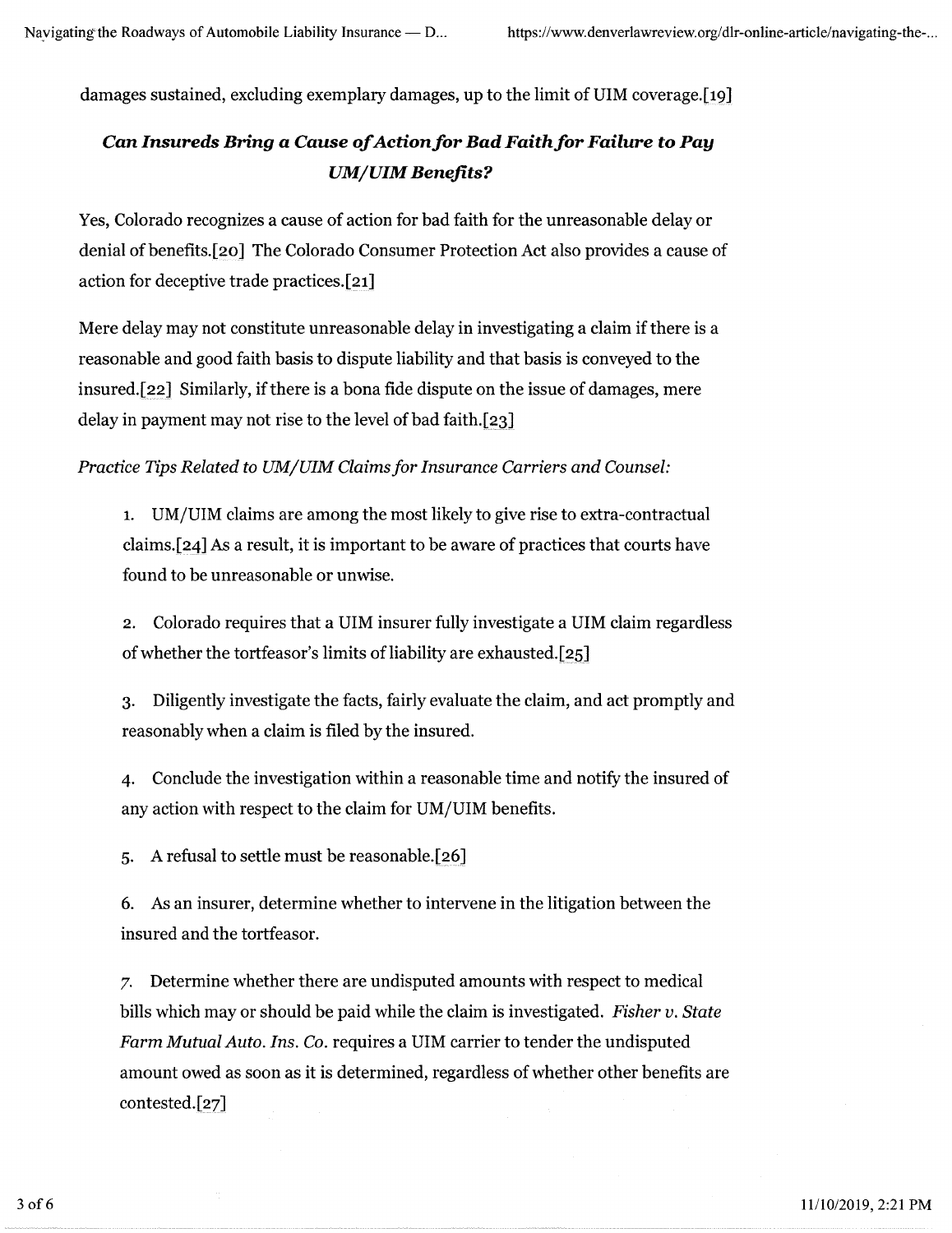damages sustained, excluding exemplary damages, up to the limit of UIM coverage.[19]

## *Can Insureds Bring a Cause of Action for Bad Faith for Failure to Pay UM/UIM Benefits?*

Yes, Colorado recognizes a cause of action for bad faith for the unreasonable delay or denial of benefits.[20] The Colorado Consumer Protection Act also provides a cause of action for deceptive trade practices.[21]

Mere delay may not constitute unreasonable delay in investigating a claim if there is a reasonable and good faith basis to dispute liability and that basis is conveyed to the insured.[22] Similarly, if there is a bona fide dispute on the issue of damages, mere delay in payment may not rise to the level of bad faith.[23]

*Practice Tips Related to UM/UIM Claims for Insurance Carriers and Counsel:*

1. UM/UIM claims are among the most likely to give rise to extra-contractual claims.[24] As a result, it is important to be aware of practices that courts have found to be unreasonable or unwise.

2. Colorado requires that a UIM insurer fully investigate a UIM claim regardless of whether the tortfeasor's limits of liability are exhausted.[25]

3. Diligently investigate the facts, fairly evaluate the claim, and act promptly and reasonably when a claim is filed by the insured.

4. Conclude the investigation within a reasonable time and notify the insured of any action with respect to the claim for UM/UIM benefits.

5. A refusal to settle must be reasonable.[26]

6. As an insurer, determine whether to intervene in the litigation between the insured and the tortfeasor.

7. Determine whether there are undisputed amounts with respect to medical bills which may or should be paid while the claim is investigated. *Fisher v. State Farm Mutual Auto. Ins. Co.* requires a UIM carrier to tender the undisputed amount owed as soon as it is determined, regardless of whether other benefits are contested.[27]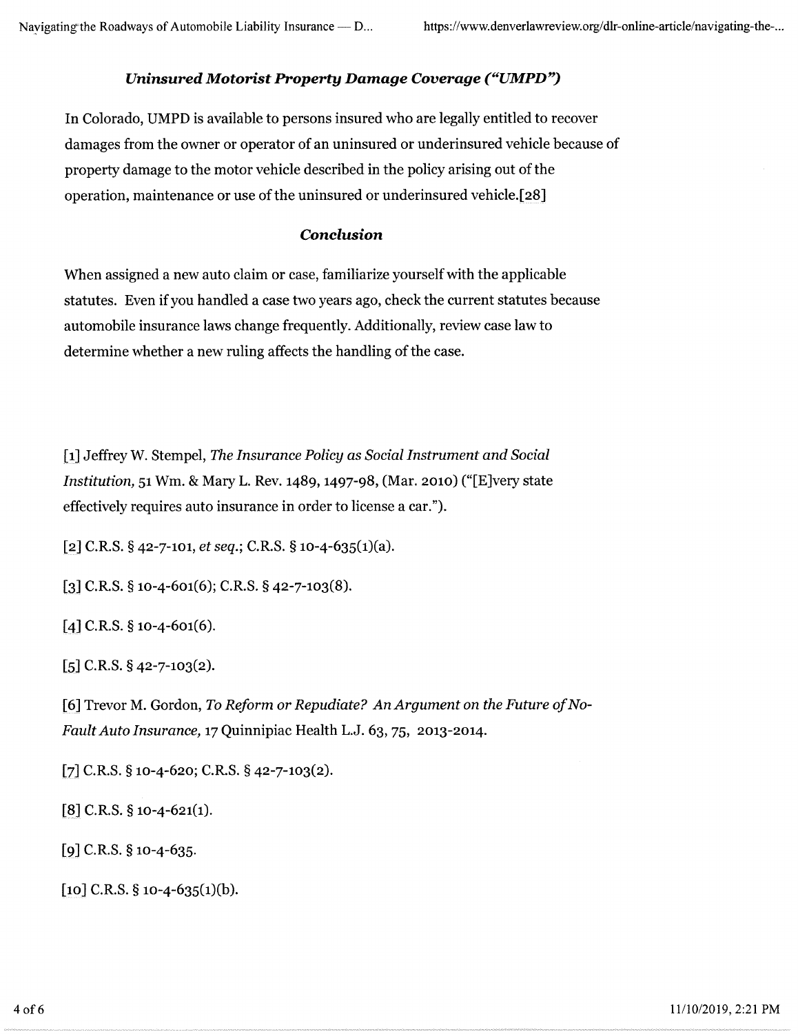### *Uninsured Motorist Property Damage Coverage ("UMPD")*

In Colorado, UMPD is available to persons insured who are legally entitled to recover damages from the owner or operator of an uninsured or underinsured vehicle because of property damage to the motor vehicle described in the policy arising out of the operation, maintenance or use of the uninsured or underinsured vehicle.[28]

### *Conclusion*

When assigned a new auto claim or case, familiarize yourself with the applicable statutes. Even if you handled a case two years ago, check the current statutes because automobile insurance laws change frequently. Additionally, review case law to determine whether a new ruling affects the handling of the case.

[1] Jeffrey W. Stempel, *The Insurance Policy as Social Instrument and Social Institution,* 51 Wm. & Mary L. Rev. 1489, 1497-98, (Mar. 2010) ("[E]very state effectively requires auto insurance in order to license a car.").

[2] C.R.S. § 42-7-101, *et seq.*; C.R.S. § 10-4-635(1)(a).

[3] C.R.S. § 10-4-601(6); C.R.S. § 42-7-103(8).

[4] C.R.S. § 10-4-601(6).

[5] C.R.S. § 42-7-103(2).

[6] Trevor M. Gordon, *To Reform or Repudiate? An Argument on the Future of No-Fault Auto Insurance,* 17 Quinnipiac Health L.J. 63, 75, 2013-2014.

[7] C.R.S. § 10-4-620; C.R.S. § 42-7-103(2).

[8] C.R.S. § 10-4-621(1).

[9] C.R.S. § 10-4-635.

[10] C.R.S. § 10-4-635(1)(b).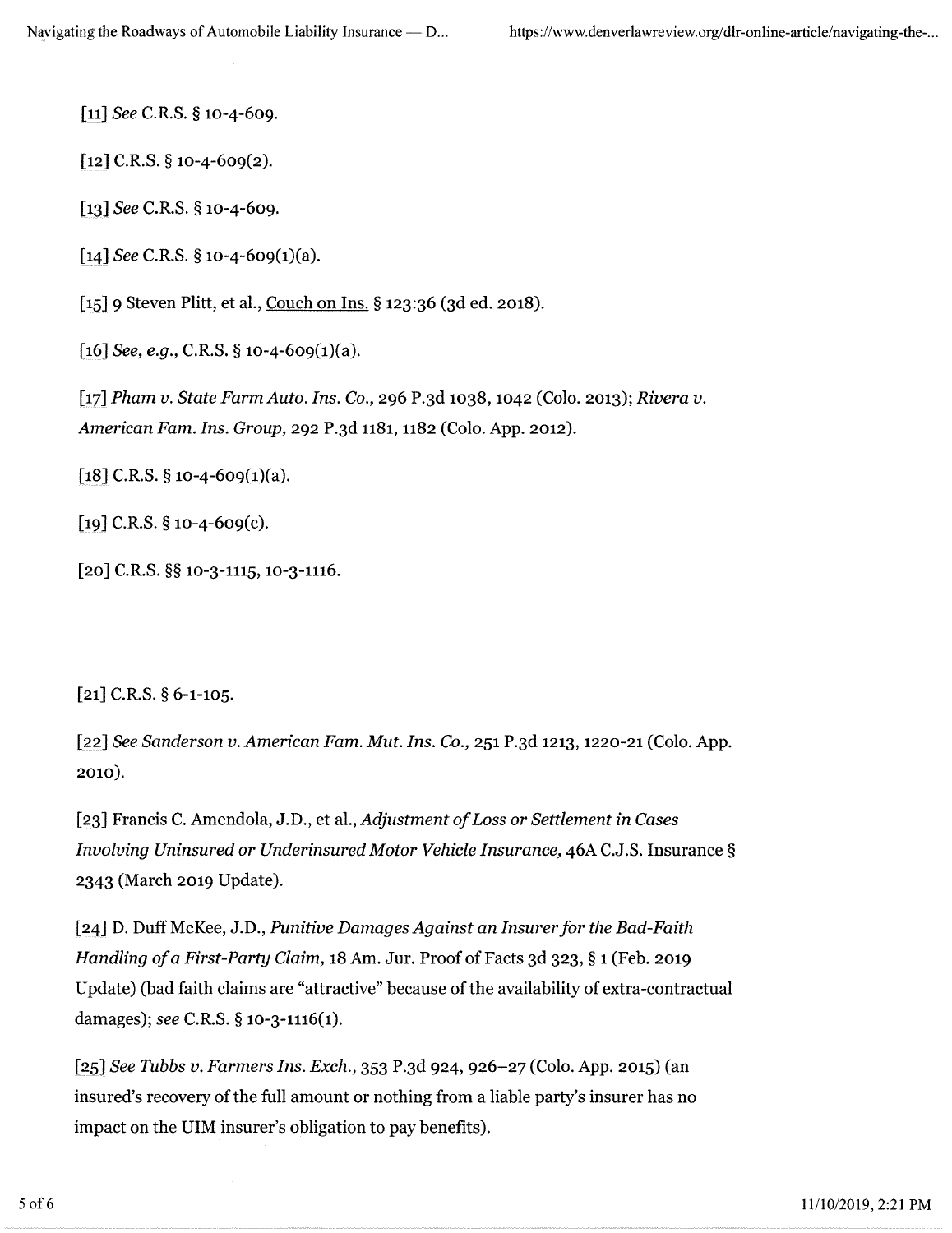[11] *See* C.R.S. § 10-4-609.

[12] C.R.S. § 10-4-609(2).

[13] *See* C.R.S. § 10-4-609.

[14] *See* C.R.S. § 10-4-609(1)(a).

[15] 9 Steven Plitt, et al., Couch on Ins. § 123:36 (3d ed. 2018).

[16] *See, e.g.*, C.R.S. § 10-4-609(1)(a).

[17] *Pham v. State Farm Auto. Ins. Co.*, 296 P.3d 1038, 1042 (Colo. 2013); *Rivera v. American Fam. Ins. Group*, 292 P.3d 1181, 1182 (Colo. App. 2012).

[18] C.R.S. § 10-4-609(1)(a).

[19] C.R.S. § 10-4-609(c).

[20] C.R.S. §§ 10-3-1115, 10-3-1116.

[21] C.R.S. § 6-1-105.

[22] *See Sanderson v. American Fam. Mut. Ins. Co.*, 251 P.3d 1213, 1220-21 (Colo. App. 2010).

[23] Francis C. Amendola, J.D., et al., *Adjustment of Loss or Settlement in Cases Involving Uninsured or Underinsured Motor Vehicle Insurance*, 46A C.J.S. Insurance § 2343 (March 2019 Update).

[24] D. Duff McKee, J.D., *Punitive Damages Against an Insurer for the Bad-Faith Handling of a First-Party Claim*, 18 Am. Jur. Proof of Facts 3d 323, § 1 (Feb. 2019 Update) (bad faith claims are "attractive" because of the availability of extra-contractual damages); *see* C.R.S. § 10-3-1116(1).

[25] *See Tubbs v. Farmers Ins. Exch.*, 353 P.3d 924, 926–27 (Colo. App. 2015) (an insured's recovery of the full amount or nothing from a liable party's insurer has no impact on the UIM insurer's obligation to pay benefits).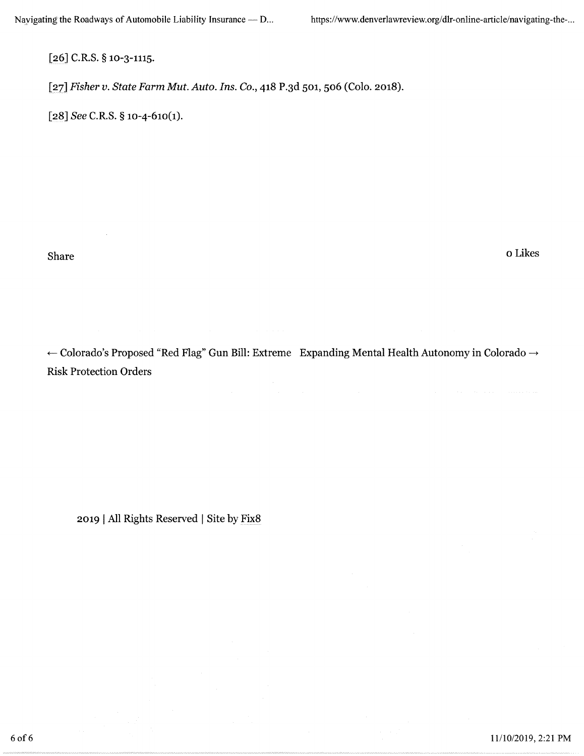[26] C.R.S. § 10-3-1115.

[27] *Fisher v. State Farm Mut. Auto. Ins. Co.*, 418 P.3d 501, 506 (Colo. 2018).

[28] *See* C.R.S. § 10-4-610(1).

Share

0 Likes

← Colorado's Proposed "Red Flag" Gun Bill: Extreme Risk Protection Orders

Expanding Mental Health Autonomy in Colorado →

2019 | All Rights Reserved | Site by Fix8